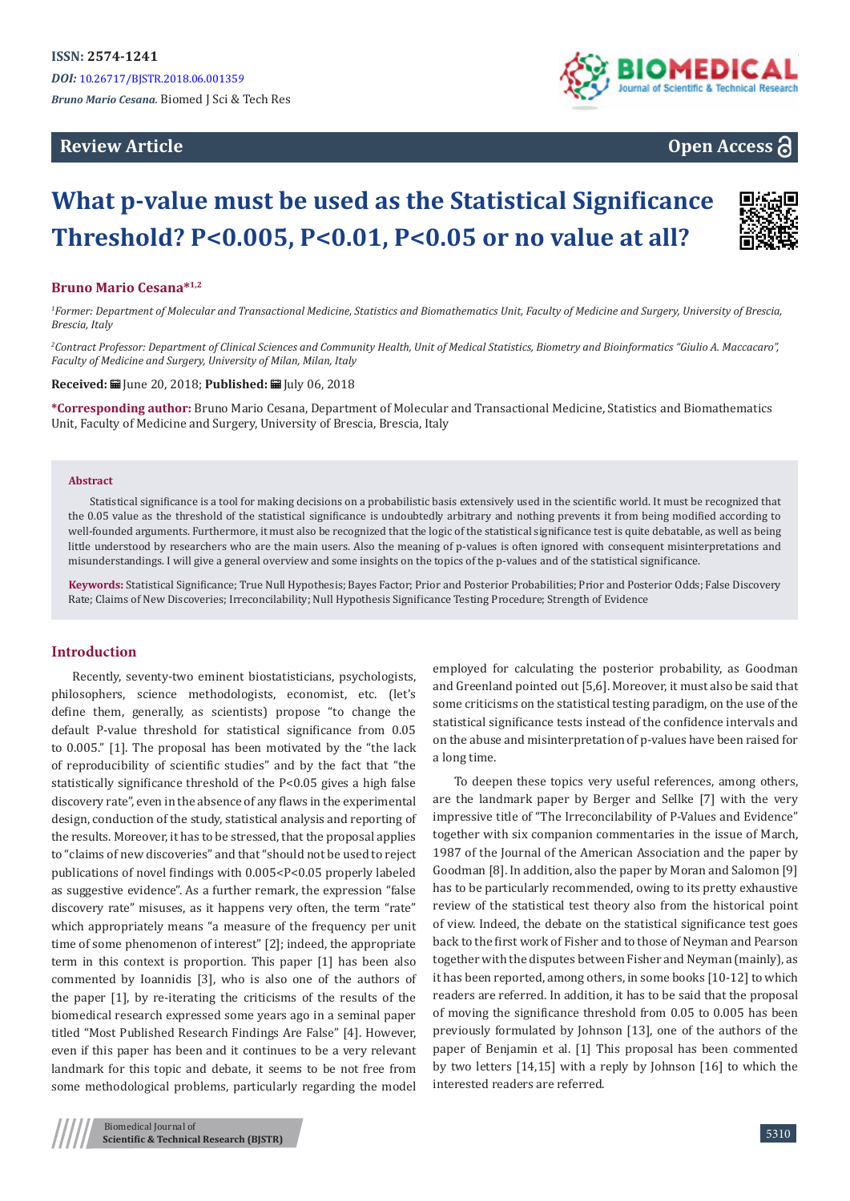**ISSN: 2574-1241**

*DOI:* 10.26717/BJSTR.2018.06.001359

*Bruno Mario Cesana.* Biomed J Sci & Tech Res

**Review Article** **Open Access**

# What p-value must be used as the Statistical Significance Threshold? P<0.005, P<0.01, P<0.05 or no value at all?

**Bruno Mario Cesana*[1,2]**

[1]*Former: Department of Molecular and Transactional Medicine, Statistics and Biomathematics Unit, Faculty of Medicine and Surgery, University of Brescia, Brescia, Italy*

[2]*Contract Professor: Department of Clinical Sciences and Community Health, Unit of Medical Statistics, Biometry and Bioinformatics "Giulio A. Maccacaro", Faculty of Medicine and Surgery, University of Milan, Milan, Italy*

**Received:** June 20, 2018; **Published:** July 06, 2018

**\*Corresponding author:** Bruno Mario Cesana, Department of Molecular and Transactional Medicine, Statistics and Biomathematics Unit, Faculty of Medicine and Surgery, University of Brescia, Brescia, Italy

## Abstract

Statistical significance is a tool for making decisions on a probabilistic basis extensively used in the scientific world. It must be recognized that the 0.05 value as the threshold of the statistical significance is undoubtedly arbitrary and nothing prevents it from being modified according to well-founded arguments. Furthermore, it must also be recognized that the logic of the statistical significance test is quite debatable, as well as being little understood by researchers who are the main users. Also the meaning of p-values is often ignored with consequent misinterpretations and misunderstandings. I will give a general overview and some insights on the topics of the p-values and of the statistical significance.

**Keywords:** Statistical Significance; True Null Hypothesis; Bayes Factor; Prior and Posterior Probabilities; Prior and Posterior Odds; False Discovery Rate; Claims of New Discoveries; Irreconcilability; Null Hypothesis Significance Testing Procedure; Strength of Evidence

## Introduction

Recently, seventy-two eminent biostatisticians, psychologists, philosophers, science methodologists, economist, etc. (let's define them, generally, as scientists) propose "to change the default P-value threshold for statistical significance from 0.05 to 0.005." [1]. The proposal has been motivated by the "the lack of reproducibility of scientific studies" and by the fact that "the statistically significance threshold of the P<0.05 gives a high false discovery rate", even in the absence of any flaws in the experimental design, conduction of the study, statistical analysis and reporting of the results. Moreover, it has to be stressed, that the proposal applies to "claims of new discoveries" and that "should not be used to reject publications of novel findings with 0.005<P<0.05 properly labeled as suggestive evidence". As a further remark, the expression "false discovery rate" misuses, as it happens very often, the term "rate" which appropriately means "a measure of the frequency per unit time of some phenomenon of interest" [2]; indeed, the appropriate term in this context is proportion. This paper [1] has been also commented by Ioannidis [3], who is also one of the authors of the paper [1], by re-iterating the criticisms of the results of the biomedical research expressed some years ago in a seminal paper titled "Most Published Research Findings Are False" [4]. However, even if this paper has been and it continues to be a very relevant landmark for this topic and debate, it seems to be not free from some methodological problems, particularly regarding the model employed for calculating the posterior probability, as Goodman and Greenland pointed out [5,6]. Moreover, it must also be said that some criticisms on the statistical testing paradigm, on the use of the statistical significance tests instead of the confidence intervals and on the abuse and misinterpretation of p-values have been raised for a long time.

To deepen these topics very useful references, among others, are the landmark paper by Berger and Sellke [7] with the very impressive title of "The Irreconcilability of P-Values and Evidence" together with six companion commentaries in the issue of March, 1987 of the Journal of the American Association and the paper by Goodman [8]. In addition, also the paper by Moran and Salomon [9] has to be particularly recommended, owing to its pretty exhaustive review of the statistical test theory also from the historical point of view. Indeed, the debate on the statistical significance test goes back to the first work of Fisher and to those of Neyman and Pearson together with the disputes between Fisher and Neyman (mainly), as it has been reported, among others, in some books [10-12] to which readers are referred. In addition, it has to be said that the proposal of moving the significance threshold from 0.05 to 0.005 has been previously formulated by Johnson [13], one of the authors of the paper of Benjamin et al. [1] This proposal has been commented by two letters [14,15] with a reply by Johnson [16] to which the interested readers are referred.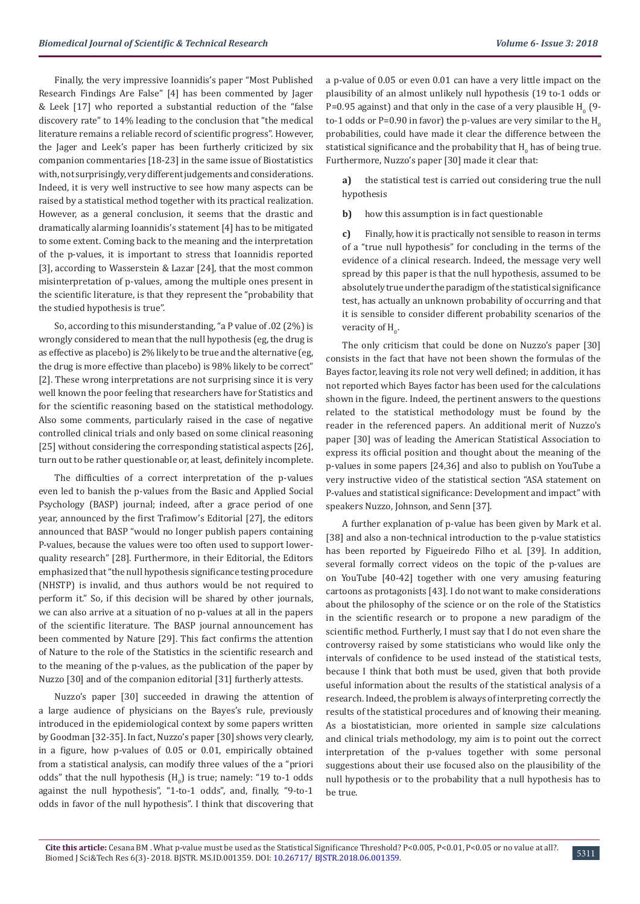Finally, the very impressive Ioannidis's paper "Most Published Research Findings Are False" [4] has been commented by Jager & Leek [17] who reported a substantial reduction of the "false discovery rate" to 14% leading to the conclusion that "the medical literature remains a reliable record of scientific progress". However, the Jager and Leek's paper has been furtherly criticized by six companion commentaries [18-23] in the same issue of Biostatistics with, not surprisingly, very different judgements and considerations. Indeed, it is very well instructive to see how many aspects can be raised by a statistical method together with its practical realization. However, as a general conclusion, it seems that the drastic and dramatically alarming Ioannidis's statement [4] has to be mitigated to some extent. Coming back to the meaning and the interpretation of the p-values, it is important to stress that Ioannidis reported [3], according to Wasserstein & Lazar [24], that the most common misinterpretation of p-values, among the multiple ones present in the scientific literature, is that they represent the "probability that the studied hypothesis is true".

So, according to this misunderstanding, "a P value of .02 (2%) is wrongly considered to mean that the null hypothesis (eg, the drug is as effective as placebo) is 2% likely to be true and the alternative (eg, the drug is more effective than placebo) is 98% likely to be correct" [2]. These wrong interpretations are not surprising since it is very well known the poor feeling that researchers have for Statistics and for the scientific reasoning based on the statistical methodology. Also some comments, particularly raised in the case of negative controlled clinical trials and only based on some clinical reasoning [25] without considering the corresponding statistical aspects [26], turn out to be rather questionable or, at least, definitely incomplete.

The difficulties of a correct interpretation of the p-values even led to banish the p-values from the Basic and Applied Social Psychology (BASP) journal; indeed, after a grace period of one year, announced by the first Trafimow's Editorial [27], the editors announced that BASP "would no longer publish papers containing P-values, because the values were too often used to support lower-quality research" [28]. Furthermore, in their Editorial, the Editors emphasized that "the null hypothesis significance testing procedure (NHSTP) is invalid, and thus authors would be not required to perform it." So, if this decision will be shared by other journals, we can also arrive at a situation of no p-values at all in the papers of the scientific literature. The BASP journal announcement has been commented by Nature [29]. This fact confirms the attention of Nature to the role of the Statistics in the scientific research and to the meaning of the p-values, as the publication of the paper by Nuzzo [30] and of the companion editorial [31] furtherly attests.

Nuzzo's paper [30] succeeded in drawing the attention of a large audience of physicians on the Bayes's rule, previously introduced in the epidemiological context by some papers written by Goodman [32-35]. In fact, Nuzzo's paper [30] shows very clearly, in a figure, how p-values of 0.05 or 0.01, empirically obtained from a statistical analysis, can modify three values of the a "priori odds" that the null hypothesis ($H_0$) is true; namely: "19 to-1 odds against the null hypothesis", "1-to-1 odds", and, finally, "9-to-1 odds in favor of the null hypothesis". I think that discovering that a p-value of 0.05 or even 0.01 can have a very little impact on the plausibility of an almost unlikely null hypothesis (19 to-1 odds or P=0.95 against) and that only in the case of a very plausible $H_0$ (9-to-1 odds or P=0.90 in favor) the p-values are very similar to the $H_0$ probabilities, could have made it clear the difference between the statistical significance and the probability that $H_0$ has of being true. Furthermore, Nuzzo's paper [30] made it clear that:

**a)** the statistical test is carried out considering true the null hypothesis

**b)** how this assumption is in fact questionable

**c)** Finally, how it is practically not sensible to reason in terms of a "true null hypothesis" for concluding in the terms of the evidence of a clinical research. Indeed, the message very well spread by this paper is that the null hypothesis, assumed to be absolutely true under the paradigm of the statistical significance test, has actually an unknown probability of occurring and that it is sensible to consider different probability scenarios of the veracity of $H_0$.

The only criticism that could be done on Nuzzo's paper [30] consists in the fact that have not been shown the formulas of the Bayes factor, leaving its role not very well defined; in addition, it has not reported which Bayes factor has been used for the calculations shown in the figure. Indeed, the pertinent answers to the questions related to the statistical methodology must be found by the reader in the referenced papers. An additional merit of Nuzzo's paper [30] was of leading the American Statistical Association to express its official position and thought about the meaning of the p-values in some papers [24,36] and also to publish on YouTube a very instructive video of the statistical section "ASA statement on P-values and statistical significance: Development and impact" with speakers Nuzzo, Johnson, and Senn [37].

A further explanation of p-value has been given by Mark et al. [38] and also a non-technical introduction to the p-value statistics has been reported by Figueiredo Filho et al. [39]. In addition, several formally correct videos on the topic of the p-values are on YouTube [40-42] together with one very amusing featuring cartoons as protagonists [43]. I do not want to make considerations about the philosophy of the science or on the role of the Statistics in the scientific research or to propone a new paradigm of the scientific method. Furtherly, I must say that I do not even share the controversy raised by some statisticians who would like only the intervals of confidence to be used instead of the statistical tests, because I think that both must be used, given that both provide useful information about the results of the statistical analysis of a research. Indeed, the problem is always of interpreting correctly the results of the statistical procedures and of knowing their meaning. As a biostatistician, more oriented in sample size calculations and clinical trials methodology, my aim is to point out the correct interpretation of the p-values together with some personal suggestions about their use focused also on the plausibility of the null hypothesis or to the probability that a null hypothesis has to be true.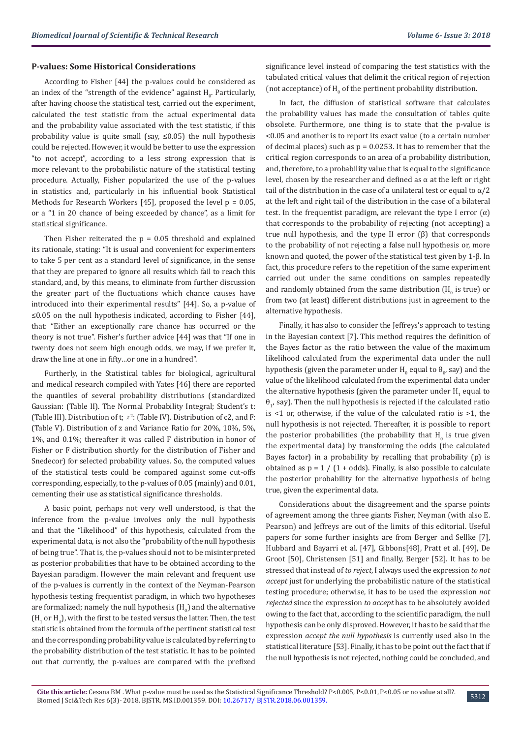### P-values: Some Historical Considerations

According to Fisher [44] the p-values could be considered as an index of the "strength of the evidence" against $H_0$. Particularly, after having choose the statistical test, carried out the experiment, calculated the test statistic from the actual experimental data and the probability value associated with the test statistic, if this probability value is quite small (say, ≤0.05) the null hypothesis could be rejected. However, it would be better to use the expression "to not accept", according to a less strong expression that is more relevant to the probabilistic nature of the statistical testing procedure. Actually, Fisher popularized the use of the p-values in statistics and, particularly in his influential book Statistical Methods for Research Workers [45], proposed the level p = 0.05, or a "1 in 20 chance of being exceeded by chance", as a limit for statistical significance.

Then Fisher reiterated the p = 0.05 threshold and explained its rationale, stating: "It is usual and convenient for experimenters to take 5 per cent as a standard level of significance, in the sense that they are prepared to ignore all results which fail to reach this standard, and, by this means, to eliminate from further discussion the greater part of the fluctuations which chance causes have introduced into their experimental results" [44]. So, a p-value of ≤0.05 on the null hypothesis indicated, according to Fisher [44], that: "Either an exceptionally rare chance has occurred or the theory is not true". Fisher's further advice [44] was that "If one in twenty does not seem high enough odds, we may, if we prefer it, draw the line at one in fifty…or one in a hundred".

Furtherly, in the Statistical tables for biological, agricultural and medical research compiled with Yates [46] there are reported the quantiles of several probability distributions (standardized Gaussian: (Table II). The Normal Probability Integral; Student's t: (Table III). Distribution of t; $\chi^2$: (Table IV). Distribution of c2, and F: (Table V). Distribution of z and Variance Ratio for 20%, 10%, 5%, 1%, and 0.1%; thereafter it was called F distribution in honor of Fisher or F distribution shortly for the distribution of Fisher and Snedecor) for selected probability values. So, the computed values of the statistical tests could be compared against some cut-offs corresponding, especially, to the p-values of 0.05 (mainly) and 0.01, cementing their use as statistical significance thresholds.

A basic point, perhaps not very well understood, is that the inference from the p-value involves only the null hypothesis and that the "likelihood" of this hypothesis, calculated from the experimental data, is not also the "probability of the null hypothesis of being true". That is, the p-values should not to be misinterpreted as posterior probabilities that have to be obtained according to the Bayesian paradigm. However the main relevant and frequent use of the p-values is currently in the context of the Neyman-Pearson hypothesis testing frequentist paradigm, in which two hypotheses are formalized; namely the null hypothesis ($H_0$) and the alternative ($H_1$ or $H_A$), with the first to be tested versus the latter. Then, the test statistic is obtained from the formula of the pertinent statistical test and the corresponding probability value is calculated by referring to the probability distribution of the test statistic. It has to be pointed out that currently, the p-values are compared with the prefixed significance level instead of comparing the test statistics with the tabulated critical values that delimit the critical region of rejection (not acceptance) of $H_0$ of the pertinent probability distribution.

In fact, the diffusion of statistical software that calculates the probability values has made the consultation of tables quite obsolete. Furthermore, one thing is to state that the p-value is <0.05 and another is to report its exact value (to a certain number of decimal places) such as p = 0.0253. It has to remember that the critical region corresponds to an area of a probability distribution, and, therefore, to a probability value that is equal to the significance level, chosen by the researcher and defined as $\alpha$ at the left or right tail of the distribution in the case of a unilateral test or equal to $\alpha/2$ at the left and right tail of the distribution in the case of a bilateral test. In the frequentist paradigm, are relevant the type I error ($\alpha$) that corresponds to the probability of rejecting (not accepting) a true null hypothesis, and the type II error ($\beta$) that corresponds to the probability of not rejecting a false null hypothesis or, more known and quoted, the power of the statistical test given by $1-\beta$. In fact, this procedure refers to the repetition of the same experiment carried out under the same conditions on samples repeatedly and randomly obtained from the same distribution ($H_0$ is true) or from two (at least) different distributions just in agreement to the alternative hypothesis.

Finally, it has also to consider the Jeffreys's approach to testing in the Bayesian context [7]. This method requires the definition of the Bayes factor as the ratio between the value of the maximum likelihood calculated from the experimental data under the null hypothesis (given the parameter under $H_0$ equal to $\theta_0$, say) and the value of the likelihood calculated from the experimental data under the alternative hypothesis (given the parameter under $H_1$ equal to $\theta_1$, say). Then the null hypothesis is rejected if the calculated ratio is <1 or, otherwise, if the value of the calculated ratio is >1, the null hypothesis is not rejected. Thereafter, it is possible to report the posterior probabilities (the probability that $H_0$ is true given the experimental data) by transforming the odds (the calculated Bayes factor) in a probability by recalling that probability (p) is obtained as $p = 1 / (1 + \text{odds})$. Finally, is also possible to calculate the posterior probability for the alternative hypothesis of being true, given the experimental data.

Considerations about the disagreement and the sparse points of agreement among the three giants Fisher, Neyman (with also E. Pearson) and Jeffreys are out of the limits of this editorial. Useful papers for some further insights are from Berger and Sellke [7], Hubbard and Bayarri et al. [47], Gibbons[48], Pratt et al. [49], De Groot [50], Christensen [51] and finally, Berger [52]. It has to be stressed that instead of *to reject*, I always used the expression *to not accept* just for underlying the probabilistic nature of the statistical testing procedure; otherwise, it has to be used the expression *not rejected* since the expression *to accept* has to be absolutely avoided owing to the fact that, according to the scientific paradigm, the null hypothesis can be only disproved. However, it has to be said that the expression *accept the null hypothesis* is currently used also in the statistical literature [53]. Finally, it has to be point out the fact that if the null hypothesis is not rejected, nothing could be concluded, and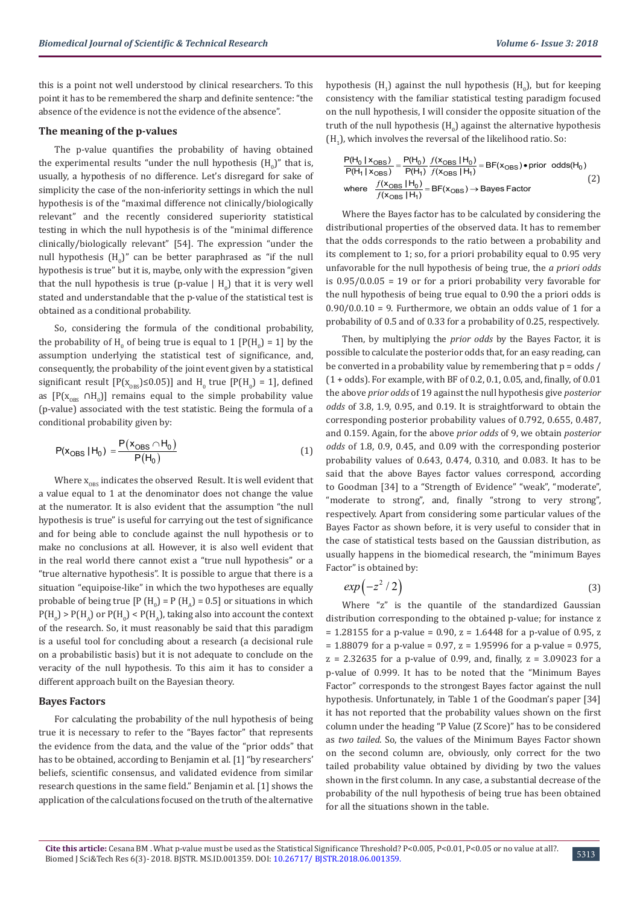this is a point not well understood by clinical researchers. To this point it has to be remembered the sharp and definite sentence: "the absence of the evidence is not the evidence of the absence".

### The meaning of the p-values

The p-value quantifies the probability of having obtained the experimental results "under the null hypothesis ($H_0$)" that is, usually, a hypothesis of no difference. Let's disregard for sake of simplicity the case of the non-inferiority settings in which the null hypothesis is of the "maximal difference not clinically/biologically relevant" and the recently considered superiority statistical testing in which the null hypothesis is of the "minimal difference clinically/biologically relevant" [54]. The expression "under the null hypothesis ($H_0$)" can be better paraphrased as "if the null hypothesis is true" but it is, maybe, only with the expression "given that the null hypothesis is true (p-value | $H_0$) that it is very well stated and understandable that the p-value of the statistical test is obtained as a conditional probability.

So, considering the formula of the conditional probability, the probability of $H_0$ of being true is equal to 1 [$P(H_0) = 1$] by the assumption underlying the statistical test of significance, and, consequently, the probability of the joint event given by a statistical significant result [$P(x_{OBS}) \leq 0.05$)] and $H_0$ true [$P(H_0) = 1$], defined as [$P(x_{OBS} \cap H_0)$] remains equal to the simple probability value (p-value) associated with the test statistic. Being the formula of a conditional probability given by:

$$P(x_{OBS} \mid H_0) = \frac{P(x_{OBS} \cap H_0)}{P(H_0)} \tag{1}$$

Where $x_{OBS}$ indicates the observed Result. It is well evident that a value equal to 1 at the denominator does not change the value at the numerator. It is also evident that the assumption "the null hypothesis is true" is useful for carrying out the test of significance and for being able to conclude against the null hypothesis or to make no conclusions at all. However, it is also well evident that in the real world there cannot exist a "true null hypothesis" or a "true alternative hypothesis". It is possible to argue that there is a situation "equipoise-like" in which the two hypotheses are equally probable of being true [$P(H_0) = P(H_A) = 0.5$] or situations in which $P(H_0) > P(H_A)$ or $P(H_0) < P(H_A)$, taking also into account the context of the research. So, it must reasonably be said that this paradigm is a useful tool for concluding about a research (a decisional rule on a probabilistic basis) but it is not adequate to conclude on the veracity of the null hypothesis. To this aim it has to consider a different approach built on the Bayesian theory.

### Bayes Factors

For calculating the probability of the null hypothesis of being true it is necessary to refer to the "Bayes factor" that represents the evidence from the data, and the value of the "prior odds" that has to be obtained, according to Benjamin et al. [1] "by researchers' beliefs, scientific consensus, and validated evidence from similar research questions in the same field." Benjamin et al. [1] shows the application of the calculations focused on the truth of the alternative hypothesis ($H_1$) against the null hypothesis ($H_0$), but for keeping consistency with the familiar statistical testing paradigm focused on the null hypothesis, I will consider the opposite situation of the truth of the null hypothesis ($H_0$) against the alternative hypothesis ($H_1$), which involves the reversal of the likelihood ratio. So:

$$\frac{P(H_0 \mid x_{OBS})}{P(H_1 \mid x_{OBS})} = \frac{P(H_0)}{P(H_1)} \frac{f(x_{OBS} \mid H_0)}{f(x_{OBS} \mid H_1)} = BF(x_{OBS}) \bullet \text{prior odds}(H_0)$$
$$\text{where} \quad \frac{f(x_{OBS} \mid H_0)}{f(x_{OBS} \mid H_1)} = BF(x_{OBS}) \rightarrow \text{Bayes Factor} \tag{2}$$

Where the Bayes factor has to be calculated by considering the distributional properties of the observed data. It has to remember that the odds corresponds to the ratio between a probability and its complement to 1; so, for a priori probability equal to 0.95 very unfavorable for the null hypothesis of being true, the *a priori odds* is 0.95/0.0.05 = 19 or for a priori probability very favorable for the null hypothesis of being true equal to 0.90 the a priori odds is 0.90/0.0.10 = 9. Furthermore, we obtain an odds value of 1 for a probability of 0.5 and of 0.33 for a probability of 0.25, respectively.

Then, by multiplying the *prior odds* by the Bayes Factor, it is possible to calculate the posterior odds that, for an easy reading, can be converted in a probability value by remembering that p = odds / (1 + odds). For example, with BF of 0.2, 0.1, 0.05, and, finally, of 0.01 the above *prior odds* of 19 against the null hypothesis give *posterior odds* of 3.8, 1.9, 0.95, and 0.19. It is straightforward to obtain the corresponding posterior probability values of 0.792, 0.655, 0.487, and 0.159. Again, for the above *prior odds* of 9, we obtain *posterior odds* of 1.8, 0.9, 0.45, and 0.09 with the corresponding posterior probability values of 0.643, 0.474, 0.310, and 0.083. It has to be said that the above Bayes factor values correspond, according to Goodman [34] to a "Strength of Evidence" "weak", "moderate", "moderate to strong", and, finally "strong to very strong", respectively. Apart from considering some particular values of the Bayes Factor as shown before, it is very useful to consider that in the case of statistical tests based on the Gaussian distribution, as usually happens in the biomedical research, the "minimum Bayes Factor" is obtained by:

$$exp\left(-z^2 / 2\right) \tag{3}$$

Where "z" is the quantile of the standardized Gaussian distribution corresponding to the obtained p-value; for instance z = 1.28155 for a p-value = 0.90, z = 1.6448 for a p-value of 0.95, z = 1.88079 for a p-value = 0.97, z = 1.95996 for a p-value = 0.975, z = 2.32635 for a p-value of 0.99, and, finally, z = 3.09023 for a p-value of 0.999. It has to be noted that the "Minimum Bayes Factor" corresponds to the strongest Bayes factor against the null hypothesis. Unfortunately, in Table 1 of the Goodman's paper [34] it has not reported that the probability values shown on the first column under the heading "P Value (Z Score)" has to be considered as *two tailed*. So, the values of the Minimum Bayes Factor shown on the second column are, obviously, only correct for the two tailed probability value obtained by dividing by two the values shown in the first column. In any case, a substantial decrease of the probability of the null hypothesis of being true has been obtained for all the situations shown in the table.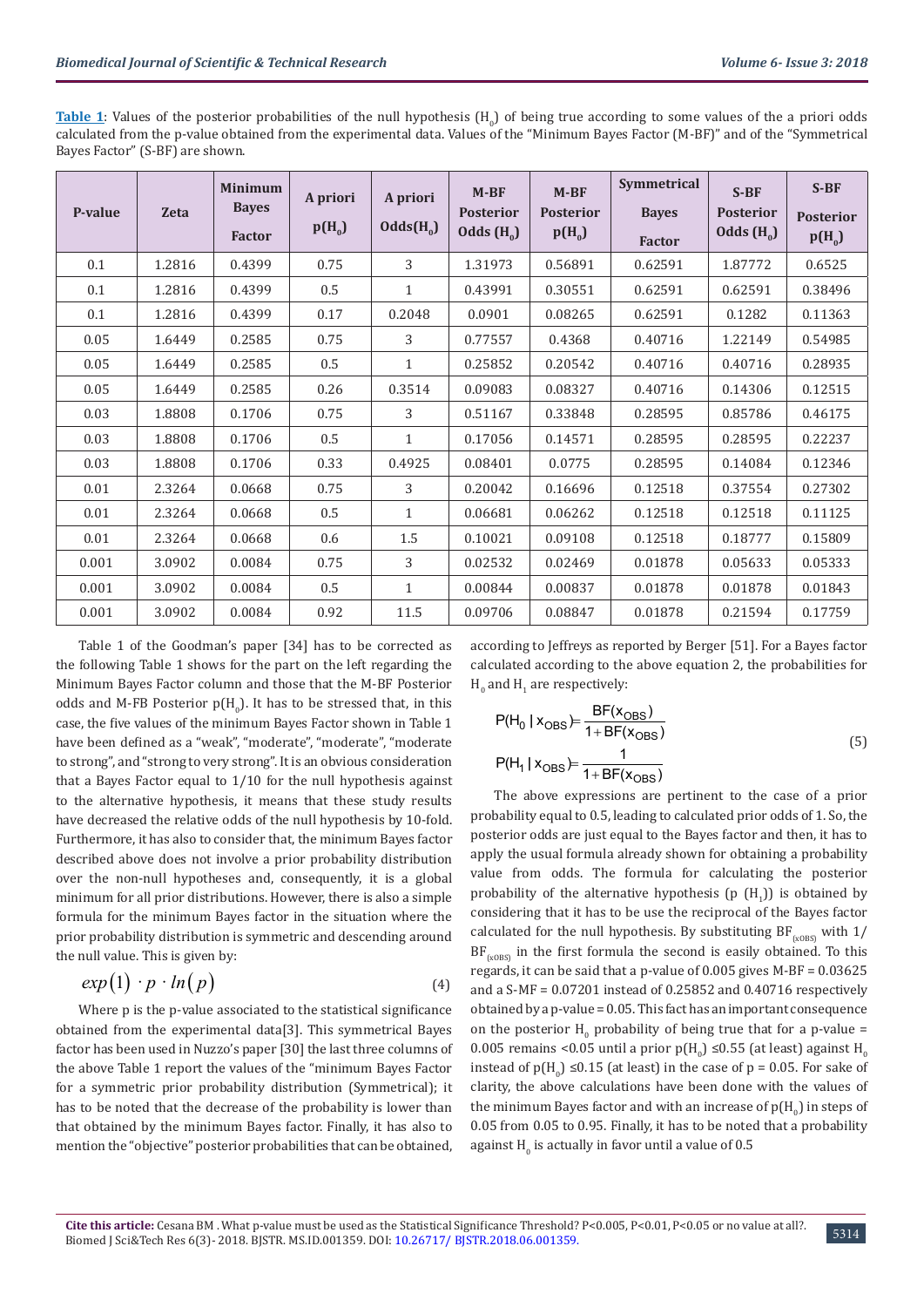**Table 1**: Values of the posterior probabilities of the null hypothesis ($H_0$) of being true according to some values of the a priori odds calculated from the p-value obtained from the experimental data. Values of the "Minimum Bayes Factor (M-BF)" and of the "Symmetrical Bayes Factor" (S-BF) are shown.

| P-value | Zeta | Minimum Bayes Factor | A priori $p(H_0)$ | A priori $Odds(H_0)$ | M-BF Posterior Odds ($H_0$) | M-BF Posterior $p(H_0)$ | Symmetrical Bayes Factor | S-BF Posterior Odds ($H_0$) | S-BF Posterior $p(H_0)$ |
|---|---|---|---|---|---|---|---|---|---|
| 0.1 | 1.2816 | 0.4399 | 0.75 | 3 | 1.31973 | 0.56891 | 0.62591 | 1.87772 | 0.6525 |
| 0.1 | 1.2816 | 0.4399 | 0.5 | 1 | 0.43991 | 0.30551 | 0.62591 | 0.62591 | 0.38496 |
| 0.1 | 1.2816 | 0.4399 | 0.17 | 0.2048 | 0.0901 | 0.08265 | 0.62591 | 0.1282 | 0.11363 |
| 0.05 | 1.6449 | 0.2585 | 0.75 | 3 | 0.77557 | 0.4368 | 0.40716 | 1.22149 | 0.54985 |
| 0.05 | 1.6449 | 0.2585 | 0.5 | 1 | 0.25852 | 0.20542 | 0.40716 | 0.40716 | 0.28935 |
| 0.05 | 1.6449 | 0.2585 | 0.26 | 0.3514 | 0.09083 | 0.08327 | 0.40716 | 0.14306 | 0.12515 |
| 0.03 | 1.8808 | 0.1706 | 0.75 | 3 | 0.51167 | 0.33848 | 0.28595 | 0.85786 | 0.46175 |
| 0.03 | 1.8808 | 0.1706 | 0.5 | 1 | 0.17056 | 0.14571 | 0.28595 | 0.28595 | 0.22237 |
| 0.03 | 1.8808 | 0.1706 | 0.33 | 0.4925 | 0.08401 | 0.0775 | 0.28595 | 0.14084 | 0.12346 |
| 0.01 | 2.3264 | 0.0668 | 0.75 | 3 | 0.20042 | 0.16696 | 0.12518 | 0.37554 | 0.27302 |
| 0.01 | 2.3264 | 0.0668 | 0.5 | 1 | 0.06681 | 0.06262 | 0.12518 | 0.12518 | 0.11125 |
| 0.01 | 2.3264 | 0.0668 | 0.6 | 1.5 | 0.10021 | 0.09108 | 0.12518 | 0.18777 | 0.15809 |
| 0.001 | 3.0902 | 0.0084 | 0.75 | 3 | 0.02532 | 0.02469 | 0.01878 | 0.05633 | 0.05333 |
| 0.001 | 3.0902 | 0.0084 | 0.5 | 1 | 0.00844 | 0.00837 | 0.01878 | 0.01878 | 0.01843 |
| 0.001 | 3.0902 | 0.0084 | 0.92 | 11.5 | 0.09706 | 0.08847 | 0.01878 | 0.21594 | 0.17759 |

Table 1 of the Goodman's paper [34] has to be corrected as the following Table 1 shows for the part on the left regarding the Minimum Bayes Factor column and those that the M-BF Posterior odds and M-FB Posterior $p(H_0)$. It has to be stressed that, in this case, the five values of the minimum Bayes Factor shown in Table 1 have been defined as a "weak", "moderate", "moderate", "moderate to strong", and "strong to very strong". It is an obvious consideration that a Bayes Factor equal to 1/10 for the null hypothesis against to the alternative hypothesis, it means that these study results have decreased the relative odds of the null hypothesis by 10-fold. Furthermore, it has also to consider that, the minimum Bayes factor described above does not involve a prior probability distribution over the non-null hypotheses and, consequently, it is a global minimum for all prior distributions. However, there is also a simple formula for the minimum Bayes factor in the situation where the prior probability distribution is symmetric and descending around the null value. This is given by:

$$exp(1) \cdot p \cdot ln(p) \tag{4}$$

Where p is the p-value associated to the statistical significance obtained from the experimental data[3]. This symmetrical Bayes factor has been used in Nuzzo's paper [30] the last three columns of the above Table 1 report the values of the "minimum Bayes Factor for a symmetric prior probability distribution (Symmetrical); it has to be noted that the decrease of the probability is lower than that obtained by the minimum Bayes factor. Finally, it has also to mention the "objective" posterior probabilities that can be obtained, according to Jeffreys as reported by Berger [51]. For a Bayes factor calculated according to the above equation 2, the probabilities for $H_0$ and $H_1$ are respectively:

$$P(H_0 \mid x_{OBS}) = \frac{BF(x_{OBS})}{1 + BF(x_{OBS})}$$
$$P(H_1 \mid x_{OBS}) = \frac{1}{1 + BF(x_{OBS})} \tag{5}$$

The above expressions are pertinent to the case of a prior probability equal to 0.5, leading to calculated prior odds of 1. So, the posterior odds are just equal to the Bayes factor and then, it has to apply the usual formula already shown for obtaining a probability value from odds. The formula for calculating the posterior probability of the alternative hypothesis ($p(H_1)$) is obtained by considering that it has to be use the reciprocal of the Bayes factor calculated for the null hypothesis. By substituting $BF_{(xOBS)}$ with $1/BF_{(xOBS)}$ in the first formula the second is easily obtained. To this regards, it can be said that a p-value of 0.005 gives M-BF = 0.03625 and a S-MF = 0.07201 instead of 0.25852 and 0.40716 respectively obtained by a p-value = 0.05. This fact has an important consequence on the posterior $H_0$ probability of being true that for a p-value = 0.005 remains <0.05 until a prior $p(H_0) \leq 0.55$ (at least) against $H_0$ instead of $p(H_0) \leq 0.15$ (at least) in the case of p = 0.05. For sake of clarity, the above calculations have been done with the values of the minimum Bayes factor and with an increase of $p(H_0)$ in steps of 0.05 from 0.05 to 0.95. Finally, it has to be noted that a probability against $H_0$ is actually in favor until a value of 0.5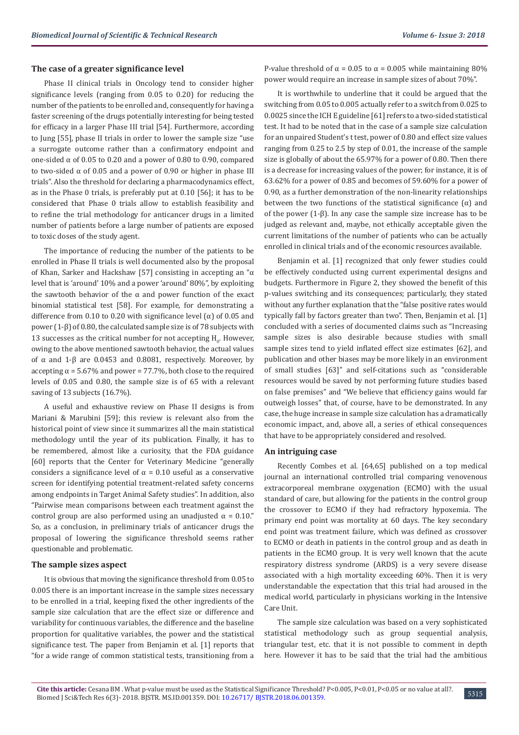### The case of a greater significance level

Phase II clinical trials in Oncology tend to consider higher significance levels (ranging from 0.05 to 0.20) for reducing the number of the patients to be enrolled and, consequently for having a faster screening of the drugs potentially interesting for being tested for efficacy in a larger Phase III trial [54]. Furthermore, according to Jung [55], phase II trials in order to lower the sample size "use a surrogate outcome rather than a confirmatory endpoint and one-sided $\alpha$ of 0.05 to 0.20 and a power of 0.80 to 0.90, compared to two-sided $\alpha$ of 0.05 and a power of 0.90 or higher in phase III trials". Also the threshold for declaring a pharmacodynamics effect, as in the Phase 0 trials, is preferably put at 0.10 [56]; it has to be considered that Phase 0 trials allow to establish feasibility and to refine the trial methodology for anticancer drugs in a limited number of patients before a large number of patients are exposed to toxic doses of the study agent.

The importance of reducing the number of the patients to be enrolled in Phase II trials is well documented also by the proposal of Khan, Sarker and Hackshaw [57] consisting in accepting an "$\alpha$ level that is 'around' 10% and a power 'around' 80%", by exploiting the sawtooth behavior of the $\alpha$ and power function of the exact binomial statistical test [58]. For example, for demonstrating a difference from 0.10 to 0.20 with significance level ($\alpha$) of 0.05 and power (1-$\beta$) of 0.80, the calculated sample size is of 78 subjects with 13 successes as the critical number for not accepting $H_0$. However, owing to the above mentioned sawtooth behavior, the actual values of $\alpha$ and 1-$\beta$ are 0.0453 and 0.8081, respectively. Moreover, by accepting $\alpha$ = 5.67% and power = 77.7%, both close to the required levels of 0.05 and 0.80, the sample size is of 65 with a relevant saving of 13 subjects (16.7%).

A useful and exhaustive review on Phase II designs is from Mariani & Marubini [59]; this review is relevant also from the historical point of view since it summarizes all the main statistical methodology until the year of its publication. Finally, it has to be remembered, almost like a curiosity, that the FDA guidance [60] reports that the Center for Veterinary Medicine "generally considers a significance level of $\alpha$ = 0.10 useful as a conservative screen for identifying potential treatment-related safety concerns among endpoints in Target Animal Safety studies". In addition, also "Pairwise mean comparisons between each treatment against the control group are also performed using an unadjusted $\alpha$ = 0.10." So, as a conclusion, in preliminary trials of anticancer drugs the proposal of lowering the significance threshold seems rather questionable and problematic.

### The sample sizes aspect

It is obvious that moving the significance threshold from 0.05 to 0.005 there is an important increase in the sample sizes necessary to be enrolled in a trial, keeping fixed the other ingredients of the sample size calculation that are the effect size or difference and variability for continuous variables, the difference and the baseline proportion for qualitative variables, the power and the statistical significance test. The paper from Benjamin et al. [1] reports that "for a wide range of common statistical tests, transitioning from a P-value threshold of $\alpha$ = 0.05 to $\alpha$ = 0.005 while maintaining 80% power would require an increase in sample sizes of about 70%".

It is worthwhile to underline that it could be argued that the switching from 0.05 to 0.005 actually refer to a switch from 0.025 to 0.0025 since the ICH E guideline [61] refers to a two-sided statistical test. It had to be noted that in the case of a sample size calculation for an unpaired Student's t test, power of 0.80 and effect size values ranging from 0.25 to 2.5 by step of 0.01, the increase of the sample size is globally of about the 65.97% for a power of 0.80. Then there is a decrease for increasing values of the power; for instance, it is of 63.62% for a power of 0.85 and becomes of 59.60% for a power of 0.90, as a further demonstration of the non-linearity relationships between the two functions of the statistical significance ($\alpha$) and of the power (1-$\beta$). In any case the sample size increase has to be judged as relevant and, maybe, not ethically acceptable given the current limitations of the number of patients who can be actually enrolled in clinical trials and of the economic resources available.

Benjamin et al. [1] recognized that only fewer studies could be effectively conducted using current experimental designs and budgets. Furthermore in Figure 2, they showed the benefit of this p-values switching and its consequences; particularly, they stated without any further explanation that the "false positive rates would typically fall by factors greater than two". Then, Benjamin et al. [1] concluded with a series of documented claims such as "Increasing sample sizes is also desirable because studies with small sample sizes tend to yield inflated effect size estimates [62], and publication and other biases may be more likely in an environment of small studies [63]" and self-citations such as "considerable resources would be saved by not performing future studies based on false premises" and "We believe that efficiency gains would far outweigh losses" that, of course, have to be demonstrated. In any case, the huge increase in sample size calculation has a dramatically economic impact, and, above all, a series of ethical consequences that have to be appropriately considered and resolved.

### An intriguing case

Recently Combes et al. [64,65] published on a top medical journal an international controlled trial comparing venovenous extracorporeal membrane oxygenation (ECMO) with the usual standard of care, but allowing for the patients in the control group the crossover to ECMO if they had refractory hypoxemia. The primary end point was mortality at 60 days. The key secondary end point was treatment failure, which was defined as crossover to ECMO or death in patients in the control group and as death in patients in the ECMO group. It is very well known that the acute respiratory distress syndrome (ARDS) is a very severe disease associated with a high mortality exceeding 60%. Then it is very understandable the expectation that this trial had aroused in the medical world, particularly in physicians working in the Intensive Care Unit.

The sample size calculation was based on a very sophisticated statistical methodology such as group sequential analysis, triangular test, etc. that it is not possible to comment in depth here. However it has to be said that the trial had the ambitious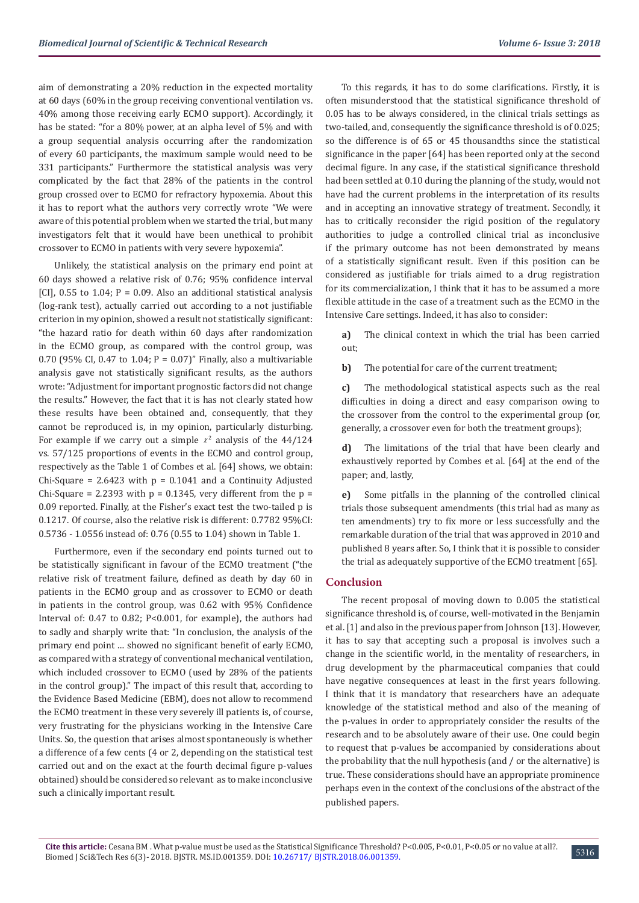aim of demonstrating a 20% reduction in the expected mortality at 60 days (60% in the group receiving conventional ventilation vs. 40% among those receiving early ECMO support). Accordingly, it has be stated: "for a 80% power, at an alpha level of 5% and with a group sequential analysis occurring after the randomization of every 60 participants, the maximum sample would need to be 331 participants." Furthermore the statistical analysis was very complicated by the fact that 28% of the patients in the control group crossed over to ECMO for refractory hypoxemia. About this it has to report what the authors very correctly wrote "We were aware of this potential problem when we started the trial, but many investigators felt that it would have been unethical to prohibit crossover to ECMO in patients with very severe hypoxemia".

Unlikely, the statistical analysis on the primary end point at 60 days showed a relative risk of 0.76; 95% confidence interval [CI], 0.55 to 1.04; P = 0.09. Also an additional statistical analysis (log-rank test), actually carried out according to a not justifiable criterion in my opinion, showed a result not statistically significant: "the hazard ratio for death within 60 days after randomization in the ECMO group, as compared with the control group, was 0.70 (95% CI, 0.47 to 1.04; P = 0.07)" Finally, also a multivariable analysis gave not statistically significant results, as the authors wrote: "Adjustment for important prognostic factors did not change the results." However, the fact that it is has not clearly stated how these results have been obtained and, consequently, that they cannot be reproduced is, in my opinion, particularly disturbing. For example if we carry out a simple $\chi^2$ analysis of the 44/124 vs. 57/125 proportions of events in the ECMO and control group, respectively as the Table 1 of Combes et al. [64] shows, we obtain: Chi-Square = 2.6423 with p = 0.1041 and a Continuity Adjusted Chi-Square = 2.2393 with p = 0.1345, very different from the p = 0.09 reported. Finally, at the Fisher's exact test the two-tailed p is 0.1217. Of course, also the relative risk is different: 0.7782 95%CI: 0.5736 - 1.0556 instead of: 0.76 (0.55 to 1.04) shown in Table 1.

Furthermore, even if the secondary end points turned out to be statistically significant in favour of the ECMO treatment ("the relative risk of treatment failure, defined as death by day 60 in patients in the ECMO group and as crossover to ECMO or death in patients in the control group, was 0.62 with 95% Confidence Interval of: 0.47 to 0.82; P<0.001, for example), the authors had to sadly and sharply write that: "In conclusion, the analysis of the primary end point … showed no significant benefit of early ECMO, as compared with a strategy of conventional mechanical ventilation, which included crossover to ECMO (used by 28% of the patients in the control group)." The impact of this result that, according to the Evidence Based Medicine (EBM), does not allow to recommend the ECMO treatment in these very severely ill patients is, of course, very frustrating for the physicians working in the Intensive Care Units. So, the question that arises almost spontaneously is whether a difference of a few cents (4 or 2, depending on the statistical test carried out and on the exact at the fourth decimal figure p-values obtained) should be considered so relevant as to make inconclusive such a clinically important result.

To this regards, it has to do some clarifications. Firstly, it is often misunderstood that the statistical significance threshold of 0.05 has to be always considered, in the clinical trials settings as two-tailed, and, consequently the significance threshold is of 0.025; so the difference is of 65 or 45 thousandths since the statistical significance in the paper [64] has been reported only at the second decimal figure. In any case, if the statistical significance threshold had been settled at 0.10 during the planning of the study, would not have had the current problems in the interpretation of its results and in accepting an innovative strategy of treatment. Secondly, it has to critically reconsider the rigid position of the regulatory authorities to judge a controlled clinical trial as inconclusive if the primary outcome has not been demonstrated by means of a statistically significant result. Even if this position can be considered as justifiable for trials aimed to a drug registration for its commercialization, I think that it has to be assumed a more flexible attitude in the case of a treatment such as the ECMO in the Intensive Care settings. Indeed, it has also to consider:

**a)** The clinical context in which the trial has been carried out;

**b)** The potential for care of the current treatment;

**c)** The methodological statistical aspects such as the real difficulties in doing a direct and easy comparison owing to the crossover from the control to the experimental group (or, generally, a crossover even for both the treatment groups);

**d)** The limitations of the trial that have been clearly and exhaustively reported by Combes et al. [64] at the end of the paper; and, lastly,

**e)** Some pitfalls in the planning of the controlled clinical trials those subsequent amendments (this trial had as many as ten amendments) try to fix more or less successfully and the remarkable duration of the trial that was approved in 2010 and published 8 years after. So, I think that it is possible to consider the trial as adequately supportive of the ECMO treatment [65].

## Conclusion

The recent proposal of moving down to 0.005 the statistical significance threshold is, of course, well-motivated in the Benjamin et al. [1] and also in the previous paper from Johnson [13]. However, it has to say that accepting such a proposal is involves such a change in the scientific world, in the mentality of researchers, in drug development by the pharmaceutical companies that could have negative consequences at least in the first years following. I think that it is mandatory that researchers have an adequate knowledge of the statistical method and also of the meaning of the p-values in order to appropriately consider the results of the research and to be absolutely aware of their use. One could begin to request that p-values be accompanied by considerations about the probability that the null hypothesis (and / or the alternative) is true. These considerations should have an appropriate prominence perhaps even in the context of the conclusions of the abstract of the published papers.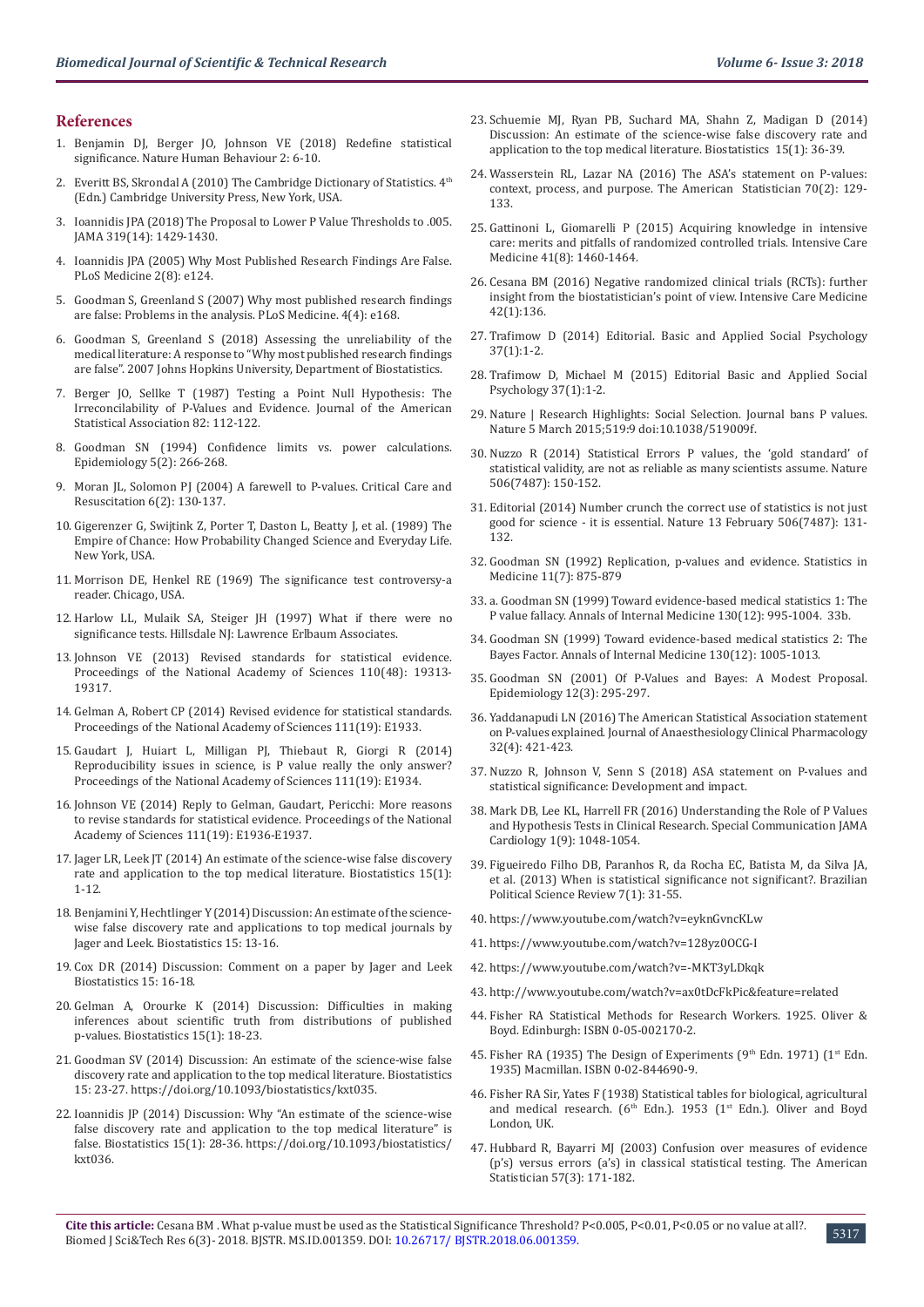## References

1. Benjamin DJ, Berger JO, Johnson VE (2018) Redefine statistical significance. Nature Human Behaviour 2: 6-10.
2. Everitt BS, Skrondal A (2010) The Cambridge Dictionary of Statistics. 4th (Edn.) Cambridge University Press, New York, USA.
3. Ioannidis JPA (2018) The Proposal to Lower P Value Thresholds to .005. JAMA 319(14): 1429-1430.
4. Ioannidis JPA (2005) Why Most Published Research Findings Are False. PLoS Medicine 2(8): e124.
5. Goodman S, Greenland S (2007) Why most published research findings are false: Problems in the analysis. PLoS Medicine. 4(4): e168.
6. Goodman S, Greenland S (2018) Assessing the unreliability of the medical literature: A response to "Why most published research findings are false". 2007 Johns Hopkins University, Department of Biostatistics.
7. Berger JO, Sellke T (1987) Testing a Point Null Hypothesis: The Irreconcilability of P-Values and Evidence. Journal of the American Statistical Association 82: 112-122.
8. Goodman SN (1994) Confidence limits vs. power calculations. Epidemiology 5(2): 266-268.
9. Moran JL, Solomon PJ (2004) A farewell to P-values. Critical Care and Resuscitation 6(2): 130-137.
10. Gigerenzer G, Swijtink Z, Porter T, Daston L, Beatty J, et al. (1989) The Empire of Chance: How Probability Changed Science and Everyday Life. New York, USA.
11. Morrison DE, Henkel RE (1969) The significance test controversy-a reader. Chicago, USA.
12. Harlow LL, Mulaik SA, Steiger JH (1997) What if there were no significance tests. Hillsdale NJ: Lawrence Erlbaum Associates.
13. Johnson VE (2013) Revised standards for statistical evidence. Proceedings of the National Academy of Sciences 110(48): 19313-19317.
14. Gelman A, Robert CP (2014) Revised evidence for statistical standards. Proceedings of the National Academy of Sciences 111(19): E1933.
15. Gaudart J, Huiart L, Milligan PJ, Thiebaut R, Giorgi R (2014) Reproducibility issues in science, is P value really the only answer? Proceedings of the National Academy of Sciences 111(19): E1934.
16. Johnson VE (2014) Reply to Gelman, Gaudart, Pericchi: More reasons to revise standards for statistical evidence. Proceedings of the National Academy of Sciences 111(19): E1936-E1937.
17. Jager LR, Leek JT (2014) An estimate of the science-wise false discovery rate and application to the top medical literature. Biostatistics 15(1): 1-12.
18. Benjamini Y, Hechtlinger Y (2014) Discussion: An estimate of the science-wise false discovery rate and applications to top medical journals by Jager and Leek. Biostatistics 15: 13-16.
19. Cox DR (2014) Discussion: Comment on a paper by Jager and Leek Biostatistics 15: 16-18.
20. Gelman A, Orourke K (2014) Discussion: Difficulties in making inferences about scientific truth from distributions of published p-values. Biostatistics 15(1): 18-23.
21. Goodman SV (2014) Discussion: An estimate of the science-wise false discovery rate and application to the top medical literature. Biostatistics 15: 23-27. https://doi.org/10.1093/biostatistics/kxt035.
22. Ioannidis JP (2014) Discussion: Why "An estimate of the science-wise false discovery rate and application to the top medical literature" is false. Biostatistics 15(1): 28-36. https://doi.org/10.1093/biostatistics/kxt036.
23. Schuemie MJ, Ryan PB, Suchard MA, Shahn Z, Madigan D (2014) Discussion: An estimate of the science-wise false discovery rate and application to the top medical literature. Biostatistics 15(1): 36-39.
24. Wasserstein RL, Lazar NA (2016) The ASA's statement on P-values: context, process, and purpose. The American Statistician 70(2): 129-133.
25. Gattinoni L, Giomarelli P (2015) Acquiring knowledge in intensive care: merits and pitfalls of randomized controlled trials. Intensive Care Medicine 41(8): 1460-1464.
26. Cesana BM (2016) Negative randomized clinical trials (RCTs): further insight from the biostatistician's point of view. Intensive Care Medicine 42(1):136.
27. Trafimow D (2014) Editorial. Basic and Applied Social Psychology 37(1):1-2.
28. Trafimow D, Michael M (2015) Editorial Basic and Applied Social Psychology 37(1):1-2.
29. Nature | Research Highlights: Social Selection. Journal bans P values. Nature 5 March 2015;519:9 doi:10.1038/519009f.
30. Nuzzo R (2014) Statistical Errors P values, the 'gold standard' of statistical validity, are not as reliable as many scientists assume. Nature 506(7487): 150-152.
31. Editorial (2014) Number crunch the correct use of statistics is not just good for science - it is essential. Nature 13 February 506(7487): 131-132.
32. Goodman SN (1992) Replication, p-values and evidence. Statistics in Medicine 11(7): 875-879
33. a. Goodman SN (1999) Toward evidence-based medical statistics 1: The P value fallacy. Annals of Internal Medicine 130(12): 995-1004. 33b.
34. Goodman SN (1999) Toward evidence-based medical statistics 2: The Bayes Factor. Annals of Internal Medicine 130(12): 1005-1013.
35. Goodman SN (2001) Of P-Values and Bayes: A Modest Proposal. Epidemiology 12(3): 295-297.
36. Yaddanapudi LN (2016) The American Statistical Association statement on P-values explained. Journal of Anaesthesiology Clinical Pharmacology 32(4): 421-423.
37. Nuzzo R, Johnson V, Senn S (2018) ASA statement on P-values and statistical significance: Development and impact.
38. Mark DB, Lee KL, Harrell FR (2016) Understanding the Role of P Values and Hypothesis Tests in Clinical Research. Special Communication JAMA Cardiology 1(9): 1048-1054.
39. Figueiredo Filho DB, Paranhos R, da Rocha EC, Batista M, da Silva JA, et al. (2013) When is statistical significance not significant?. Brazilian Political Science Review 7(1): 31-55.
40. https://www.youtube.com/watch?v=eyknGvncKLw
41. https://www.youtube.com/watch?v=128yz0OCG-I
42. https://www.youtube.com/watch?v=-MKT3yLDkqk
43. http://www.youtube.com/watch?v=ax0tDcFkPic&feature=related
44. Fisher RA Statistical Methods for Research Workers. 1925. Oliver & Boyd. Edinburgh: ISBN 0-05-002170-2.
45. Fisher RA (1935) The Design of Experiments (9th Edn. 1971) (1st Edn. 1935) Macmillan. ISBN 0-02-844690-9.
46. Fisher RA Sir, Yates F (1938) Statistical tables for biological, agricultural and medical research. (6th Edn.). 1953 (1st Edn.). Oliver and Boyd London, UK.
47. Hubbard R, Bayarri MJ (2003) Confusion over measures of evidence (p's) versus errors (a's) in classical statistical testing. The American Statistician 57(3): 171-182.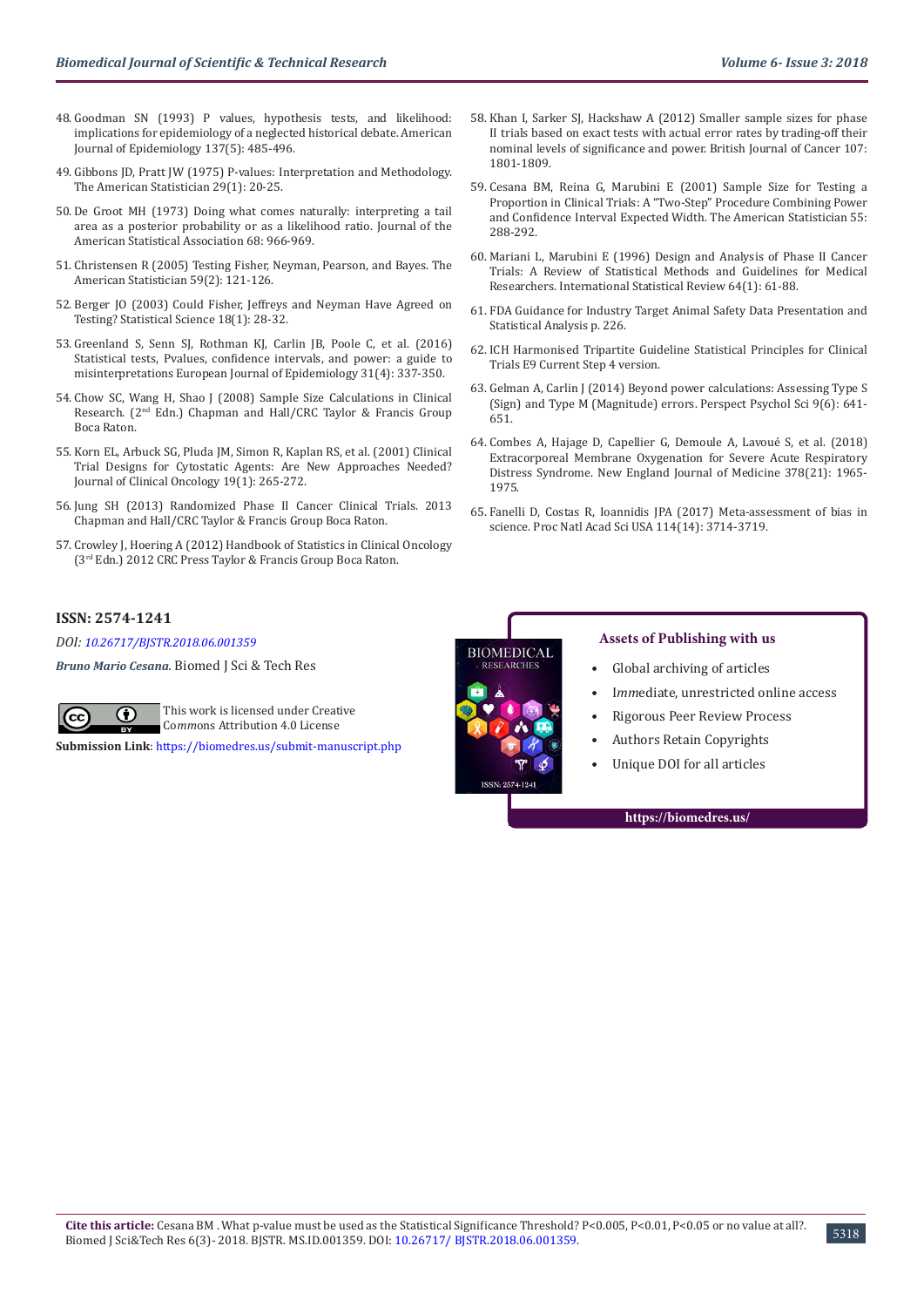48. Goodman SN (1993) P values, hypothesis tests, and likelihood: implications for epidemiology of a neglected historical debate. American Journal of Epidemiology 137(5): 485-496.
49. Gibbons JD, Pratt JW (1975) P-values: Interpretation and Methodology. The American Statistician 29(1): 20-25.
50. De Groot MH (1973) Doing what comes naturally: interpreting a tail area as a posterior probability or as a likelihood ratio. Journal of the American Statistical Association 68: 966-969.
51. Christensen R (2005) Testing Fisher, Neyman, Pearson, and Bayes. The American Statistician 59(2): 121-126.
52. Berger JO (2003) Could Fisher, Jeffreys and Neyman Have Agreed on Testing? Statistical Science 18(1): 28-32.
53. Greenland S, Senn SJ, Rothman KJ, Carlin JB, Poole C, et al. (2016) Statistical tests, Pvalues, confidence intervals, and power: a guide to misinterpretations European Journal of Epidemiology 31(4): 337-350.
54. Chow SC, Wang H, Shao J (2008) Sample Size Calculations in Clinical Research. (2nd Edn.) Chapman and Hall/CRC Taylor & Francis Group Boca Raton.
55. Korn EL, Arbuck SG, Pluda JM, Simon R, Kaplan RS, et al. (2001) Clinical Trial Designs for Cytostatic Agents: Are New Approaches Needed? Journal of Clinical Oncology 19(1): 265-272.
56. Jung SH (2013) Randomized Phase II Cancer Clinical Trials. 2013 Chapman and Hall/CRC Taylor & Francis Group Boca Raton.
57. Crowley J, Hoering A (2012) Handbook of Statistics in Clinical Oncology (3rd Edn.) 2012 CRC Press Taylor & Francis Group Boca Raton.
58. Khan I, Sarker SJ, Hackshaw A (2012) Smaller sample sizes for phase II trials based on exact tests with actual error rates by trading-off their nominal levels of significance and power. British Journal of Cancer 107: 1801-1809.
59. Cesana BM, Reina G, Marubini E (2001) Sample Size for Testing a Proportion in Clinical Trials: A "Two-Step" Procedure Combining Power and Confidence Interval Expected Width. The American Statistician 55: 288-292.
60. Mariani L, Marubini E (1996) Design and Analysis of Phase II Cancer Trials: A Review of Statistical Methods and Guidelines for Medical Researchers. International Statistical Review 64(1): 61-88.
61. FDA Guidance for Industry Target Animal Safety Data Presentation and Statistical Analysis p. 226.
62. ICH Harmonised Tripartite Guideline Statistical Principles for Clinical Trials E9 Current Step 4 version.
63. Gelman A, Carlin J (2014) Beyond power calculations: Assessing Type S (Sign) and Type M (Magnitude) errors. Perspect Psychol Sci 9(6): 641-651.
64. Combes A, Hajage D, Capellier G, Demoule A, Lavoué S, et al. (2018) Extracorporeal Membrane Oxygenation for Severe Acute Respiratory Distress Syndrome. New England Journal of Medicine 378(21): 1965-1975.
65. Fanelli D, Costas R, Ioannidis JPA (2017) Meta-assessment of bias in science. Proc Natl Acad Sci USA 114(14): 3714-3719.

**ISSN: 2574-1241**

*DOI: 10.26717/BJSTR.2018.06.001359*

***Bruno Mario Cesana.*** Biomed J Sci & Tech Res

This work is licensed under Creative Commons Attribution 4.0 License

**Submission Link**: https://biomedres.us/submit-manuscript.php

**Assets of Publishing with us**

- Global archiving of articles
- Immediate, unrestricted online access
- Rigorous Peer Review Process
- Authors Retain Copyrights
- Unique DOI for all articles

**https://biomedres.us/**

**Cite this article:** Cesana BM . What p-value must be used as the Statistical Significance Threshold? P<0.005, P<0.01, P<0.05 or no value at all?. Biomed J Sci&Tech Res 6(3)- 2018. BJSTR. MS.ID.001359. DOI: 10.26717/ BJSTR.2018.06.001359.